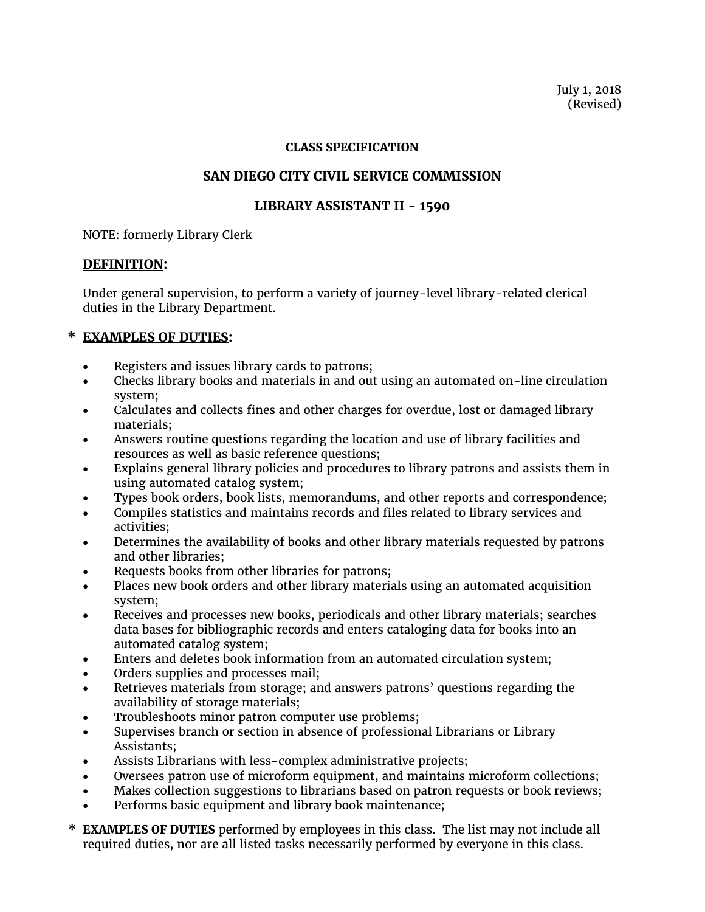July 1, 2018
(Revised)

**CLASS SPECIFICATION**

**SAN DIEGO CITY CIVIL SERVICE COMMISSION**

**LIBRARY ASSISTANT II - 1590**

NOTE: formerly Library Clerk

## DEFINITION:

Under general supervision, to perform a variety of journey-level library-related clerical duties in the Library Department.

## * EXAMPLES OF DUTIES:

- Registers and issues library cards to patrons;
- Checks library books and materials in and out using an automated on-line circulation system;
- Calculates and collects fines and other charges for overdue, lost or damaged library materials;
- Answers routine questions regarding the location and use of library facilities and resources as well as basic reference questions;
- Explains general library policies and procedures to library patrons and assists them in using automated catalog system;
- Types book orders, book lists, memorandums, and other reports and correspondence;
- Compiles statistics and maintains records and files related to library services and activities;
- Determines the availability of books and other library materials requested by patrons and other libraries;
- Requests books from other libraries for patrons;
- Places new book orders and other library materials using an automated acquisition system;
- Receives and processes new books, periodicals and other library materials; searches data bases for bibliographic records and enters cataloging data for books into an automated catalog system;
- Enters and deletes book information from an automated circulation system;
- Orders supplies and processes mail;
- Retrieves materials from storage; and answers patrons' questions regarding the availability of storage materials;
- Troubleshoots minor patron computer use problems;
- Supervises branch or section in absence of professional Librarians or Library Assistants;
- Assists Librarians with less-complex administrative projects;
- Oversees patron use of microform equipment, and maintains microform collections;
- Makes collection suggestions to librarians based on patron requests or book reviews;
- Performs basic equipment and library book maintenance;

\* **EXAMPLES OF DUTIES** performed by employees in this class. The list may not include all required duties, nor are all listed tasks necessarily performed by everyone in this class.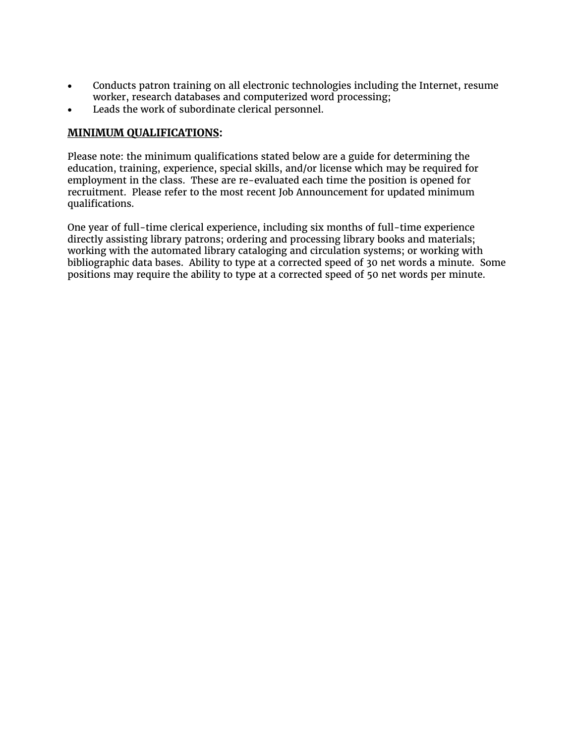- Conducts patron training on all electronic technologies including the Internet, resume worker, research databases and computerized word processing;
- Leads the work of subordinate clerical personnel.

**MINIMUM QUALIFICATIONS:**

Please note: the minimum qualifications stated below are a guide for determining the education, training, experience, special skills, and/or license which may be required for employment in the class. These are re-evaluated each time the position is opened for recruitment. Please refer to the most recent Job Announcement for updated minimum qualifications.

One year of full-time clerical experience, including six months of full-time experience directly assisting library patrons; ordering and processing library books and materials; working with the automated library cataloging and circulation systems; or working with bibliographic data bases. Ability to type at a corrected speed of 30 net words a minute. Some positions may require the ability to type at a corrected speed of 50 net words per minute.